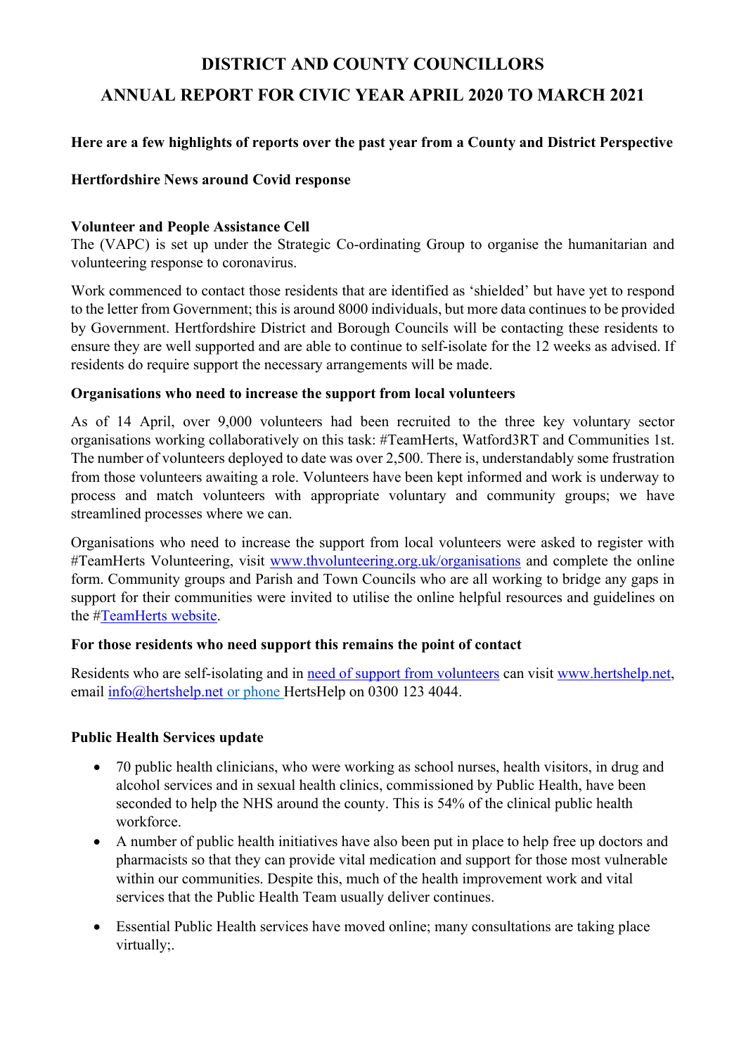# DISTRICT AND COUNTY COUNCILLORS

# ANNUAL REPORT FOR CIVIC YEAR APRIL 2020 TO MARCH 2021

**Here are a few highlights of reports over the past year from a County and District Perspective**

**Hertfordshire News around Covid response**

**Volunteer and People Assistance Cell**

The (VAPC) is set up under the Strategic Co-ordinating Group to organise the humanitarian and volunteering response to coronavirus.

Work commenced to contact those residents that are identified as 'shielded' but have yet to respond to the letter from Government; this is around 8000 individuals, but more data continues to be provided by Government. Hertfordshire District and Borough Councils will be contacting these residents to ensure they are well supported and are able to continue to self-isolate for the 12 weeks as advised. If residents do require support the necessary arrangements will be made.

**Organisations who need to increase the support from local volunteers**

As of 14 April, over 9,000 volunteers had been recruited to the three key voluntary sector organisations working collaboratively on this task: #TeamHerts, Watford3RT and Communities 1st. The number of volunteers deployed to date was over 2,500. There is, understandably some frustration from those volunteers awaiting a role. Volunteers have been kept informed and work is underway to process and match volunteers with appropriate voluntary and community groups; we have streamlined processes where we can.

Organisations who need to increase the support from local volunteers were asked to register with #TeamHerts Volunteering, visit www.thvolunteering.org.uk/organisations and complete the online form. Community groups and Parish and Town Councils who are all working to bridge any gaps in support for their communities were invited to utilise the online helpful resources and guidelines on the #TeamHerts website.

**For those residents who need support this remains the point of contact**

Residents who are self-isolating and in need of support from volunteers can visit www.hertshelp.net, email info@hertshelp.net or phone HertsHelp on 0300 123 4044.

**Public Health Services update**

- 70 public health clinicians, who were working as school nurses, health visitors, in drug and alcohol services and in sexual health clinics, commissioned by Public Health, have been seconded to help the NHS around the county. This is 54% of the clinical public health workforce.
- A number of public health initiatives have also been put in place to help free up doctors and pharmacists so that they can provide vital medication and support for those most vulnerable within our communities. Despite this, much of the health improvement work and vital services that the Public Health Team usually deliver continues.
- Essential Public Health services have moved online; many consultations are taking place virtually;.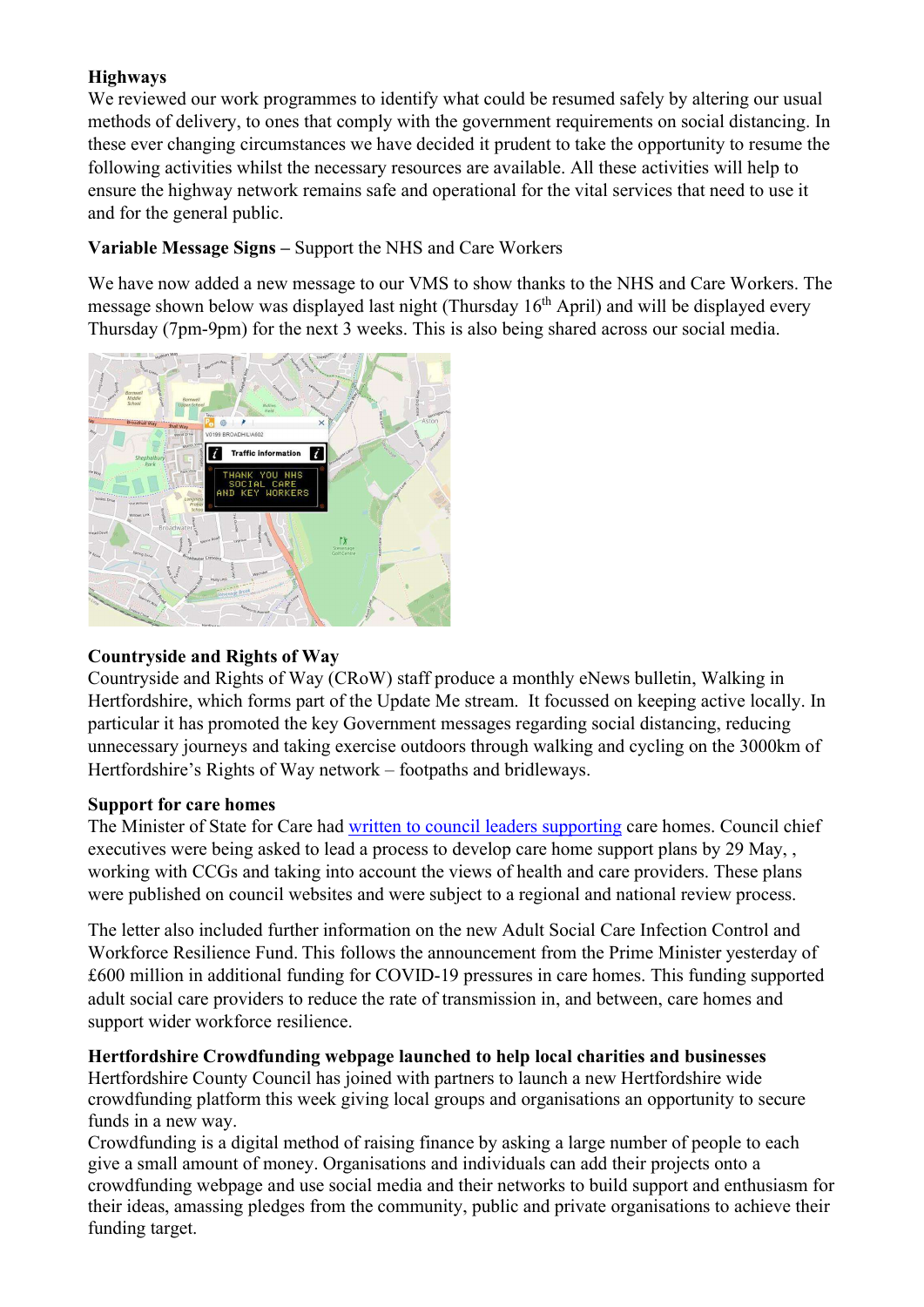**Highways**

We reviewed our work programmes to identify what could be resumed safely by altering our usual methods of delivery, to ones that comply with the government requirements on social distancing. In these ever changing circumstances we have decided it prudent to take the opportunity to resume the following activities whilst the necessary resources are available. All these activities will help to ensure the highway network remains safe and operational for the vital services that need to use it and for the general public.

**Variable Message Signs –** Support the NHS and Care Workers

We have now added a new message to our VMS to show thanks to the NHS and Care Workers. The message shown below was displayed last night (Thursday 16th April) and will be displayed every Thursday (7pm-9pm) for the next 3 weeks. This is also being shared across our social media.

**Countryside and Rights of Way**

Countryside and Rights of Way (CRoW) staff produce a monthly eNews bulletin, Walking in Hertfordshire, which forms part of the Update Me stream. It focussed on keeping active locally. In particular it has promoted the key Government messages regarding social distancing, reducing unnecessary journeys and taking exercise outdoors through walking and cycling on the 3000km of Hertfordshire's Rights of Way network – footpaths and bridleways.

**Support for care homes**

The Minister of State for Care had written to council leaders supporting care homes. Council chief executives were being asked to lead a process to develop care home support plans by 29 May, , working with CCGs and taking into account the views of health and care providers. These plans were published on council websites and were subject to a regional and national review process.

The letter also included further information on the new Adult Social Care Infection Control and Workforce Resilience Fund. This follows the announcement from the Prime Minister yesterday of £600 million in additional funding for COVID-19 pressures in care homes. This funding supported adult social care providers to reduce the rate of transmission in, and between, care homes and support wider workforce resilience.

**Hertfordshire Crowdfunding webpage launched to help local charities and businesses**

Hertfordshire County Council has joined with partners to launch a new Hertfordshire wide crowdfunding platform this week giving local groups and organisations an opportunity to secure funds in a new way.

Crowdfunding is a digital method of raising finance by asking a large number of people to each give a small amount of money. Organisations and individuals can add their projects onto a crowdfunding webpage and use social media and their networks to build support and enthusiasm for their ideas, amassing pledges from the community, public and private organisations to achieve their funding target.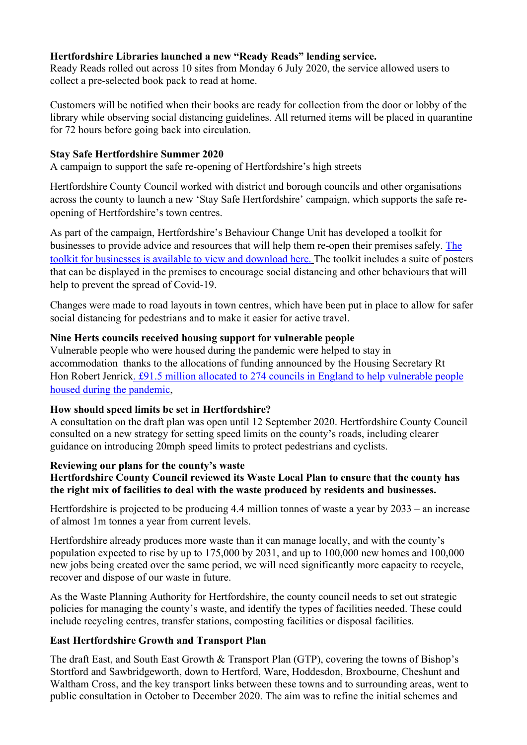**Hertfordshire Libraries launched a new "Ready Reads" lending service.**
Ready Reads rolled out across 10 sites from Monday 6 July 2020, the service allowed users to collect a pre-selected book pack to read at home.

Customers will be notified when their books are ready for collection from the door or lobby of the library while observing social distancing guidelines. All returned items will be placed in quarantine for 72 hours before going back into circulation.

**Stay Safe Hertfordshire Summer 2020**
A campaign to support the safe re-opening of Hertfordshire's high streets

Hertfordshire County Council worked with district and borough councils and other organisations across the county to launch a new 'Stay Safe Hertfordshire' campaign, which supports the safe re-opening of Hertfordshire's town centres.

As part of the campaign, Hertfordshire's Behaviour Change Unit has developed a toolkit for businesses to provide advice and resources that will help them re-open their premises safely. The toolkit for businesses is available to view and download here. The toolkit includes a suite of posters that can be displayed in the premises to encourage social distancing and other behaviours that will help to prevent the spread of Covid-19.

Changes were made to road layouts in town centres, which have been put in place to allow for safer social distancing for pedestrians and to make it easier for active travel.

**Nine Herts councils received housing support for vulnerable people**
Vulnerable people who were housed during the pandemic were helped to stay in accommodation thanks to the allocations of funding announced by the Housing Secretary Rt Hon Robert Jenrick. £91.5 million allocated to 274 councils in England to help vulnerable people housed during the pandemic,

**How should speed limits be set in Hertfordshire?**
A consultation on the draft plan was open until 12 September 2020. Hertfordshire County Council consulted on a new strategy for setting speed limits on the county's roads, including clearer guidance on introducing 20mph speed limits to protect pedestrians and cyclists.

**Reviewing our plans for the county's waste**
**Hertfordshire County Council reviewed its Waste Local Plan to ensure that the county has the right mix of facilities to deal with the waste produced by residents and businesses.**

Hertfordshire is projected to be producing 4.4 million tonnes of waste a year by 2033 – an increase of almost 1m tonnes a year from current levels.

Hertfordshire already produces more waste than it can manage locally, and with the county's population expected to rise by up to 175,000 by 2031, and up to 100,000 new homes and 100,000 new jobs being created over the same period, we will need significantly more capacity to recycle, recover and dispose of our waste in future.

As the Waste Planning Authority for Hertfordshire, the county council needs to set out strategic policies for managing the county's waste, and identify the types of facilities needed. These could include recycling centres, transfer stations, composting facilities or disposal facilities.

**East Hertfordshire Growth and Transport Plan**

The draft East, and South East Growth & Transport Plan (GTP), covering the towns of Bishop's Stortford and Sawbridgeworth, down to Hertford, Ware, Hoddesdon, Broxbourne, Cheshunt and Waltham Cross, and the key transport links between these towns and to surrounding areas, went to public consultation in October to December 2020. The aim was to refine the initial schemes and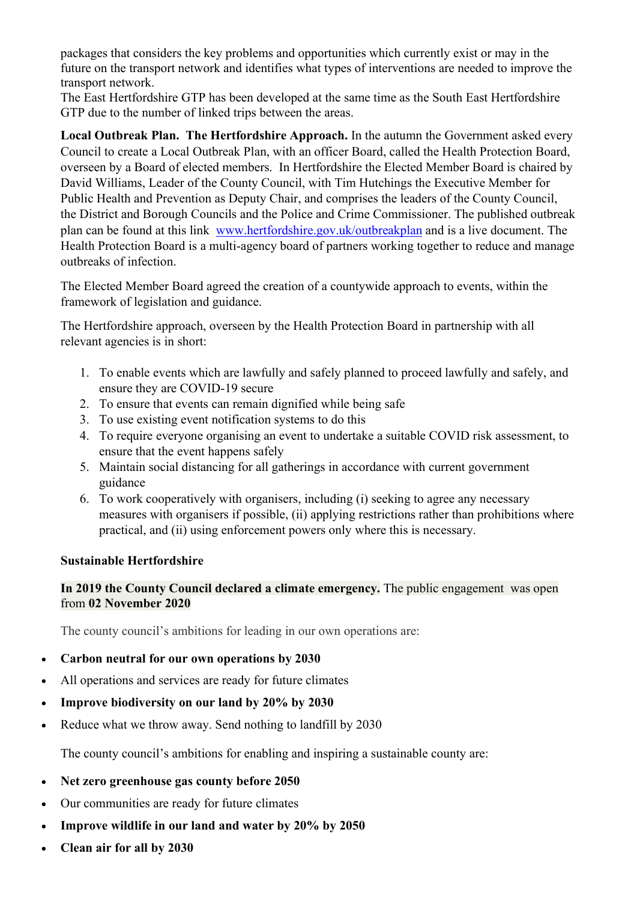packages that considers the key problems and opportunities which currently exist or may in the future on the transport network and identifies what types of interventions are needed to improve the transport network.
The East Hertfordshire GTP has been developed at the same time as the South East Hertfordshire GTP due to the number of linked trips between the areas.

**Local Outbreak Plan. The Hertfordshire Approach.** In the autumn the Government asked every Council to create a Local Outbreak Plan, with an officer Board, called the Health Protection Board, overseen by a Board of elected members. In Hertfordshire the Elected Member Board is chaired by David Williams, Leader of the County Council, with Tim Hutchings the Executive Member for Public Health and Prevention as Deputy Chair, and comprises the leaders of the County Council, the District and Borough Councils and the Police and Crime Commissioner. The published outbreak plan can be found at this link [www.hertfordshire.gov.uk/outbreakplan](www.hertfordshire.gov.uk/outbreakplan) and is a live document. The Health Protection Board is a multi-agency board of partners working together to reduce and manage outbreaks of infection.

The Elected Member Board agreed the creation of a countywide approach to events, within the framework of legislation and guidance.

The Hertfordshire approach, overseen by the Health Protection Board in partnership with all relevant agencies is in short:

1. To enable events which are lawfully and safely planned to proceed lawfully and safely, and ensure they are COVID-19 secure
2. To ensure that events can remain dignified while being safe
3. To use existing event notification systems to do this
4. To require everyone organising an event to undertake a suitable COVID risk assessment, to ensure that the event happens safely
5. Maintain social distancing for all gatherings in accordance with current government guidance
6. To work cooperatively with organisers, including (i) seeking to agree any necessary measures with organisers if possible, (ii) applying restrictions rather than prohibitions where practical, and (ii) using enforcement powers only where this is necessary.

**Sustainable Hertfordshire**

**In 2019 the County Council declared a climate emergency.** The public engagement was open from **02 November 2020**

The county council's ambitions for leading in our own operations are:

- **Carbon neutral for our own operations by 2030**
- All operations and services are ready for future climates
- **Improve biodiversity on our land by 20% by 2030**
- Reduce what we throw away. Send nothing to landfill by 2030

The county council's ambitions for enabling and inspiring a sustainable county are:

- **Net zero greenhouse gas county before 2050**
- Our communities are ready for future climates
- **Improve wildlife in our land and water by 20% by 2050**
- **Clean air for all by 2030**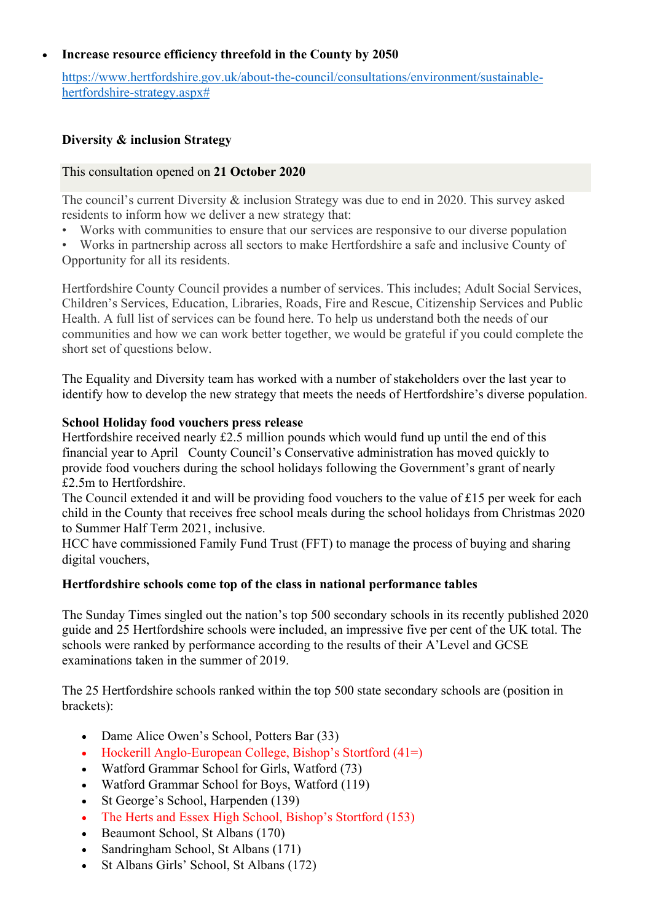- **Increase resource efficiency threefold in the County by 2050**

  https://www.hertfordshire.gov.uk/about-the-council/consultations/environment/sustainable-hertfordshire-strategy.aspx#

**Diversity & inclusion Strategy**

This consultation opened on **21 October 2020**

The council's current Diversity & inclusion Strategy was due to end in 2020. This survey asked residents to inform how we deliver a new strategy that:

- Works with communities to ensure that our services are responsive to our diverse population
- Works in partnership across all sectors to make Hertfordshire a safe and inclusive County of Opportunity for all its residents.

Hertfordshire County Council provides a number of services. This includes; Adult Social Services, Children's Services, Education, Libraries, Roads, Fire and Rescue, Citizenship Services and Public Health. A full list of services can be found here. To help us understand both the needs of our communities and how we can work better together, we would be grateful if you could complete the short set of questions below.

The Equality and Diversity team has worked with a number of stakeholders over the last year to identify how to develop the new strategy that meets the needs of Hertfordshire's diverse population.

**School Holiday food vouchers press release**

Hertfordshire received nearly £2.5 million pounds which would fund up until the end of this financial year to April County Council's Conservative administration has moved quickly to provide food vouchers during the school holidays following the Government's grant of nearly £2.5m to Hertfordshire.

The Council extended it and will be providing food vouchers to the value of £15 per week for each child in the County that receives free school meals during the school holidays from Christmas 2020 to Summer Half Term 2021, inclusive.

HCC have commissioned Family Fund Trust (FFT) to manage the process of buying and sharing digital vouchers,

**Hertfordshire schools come top of the class in national performance tables**

The Sunday Times singled out the nation's top 500 secondary schools in its recently published 2020 guide and 25 Hertfordshire schools were included, an impressive five per cent of the UK total. The schools were ranked by performance according to the results of their A'Level and GCSE examinations taken in the summer of 2019.

The 25 Hertfordshire schools ranked within the top 500 state secondary schools are (position in brackets):

- Dame Alice Owen's School, Potters Bar (33)
- Hockerill Anglo-European College, Bishop's Stortford (41=)
- Watford Grammar School for Girls, Watford (73)
- Watford Grammar School for Boys, Watford (119)
- St George's School, Harpenden (139)
- The Herts and Essex High School, Bishop's Stortford (153)
- Beaumont School, St Albans (170)
- Sandringham School, St Albans (171)
- St Albans Girls' School, St Albans (172)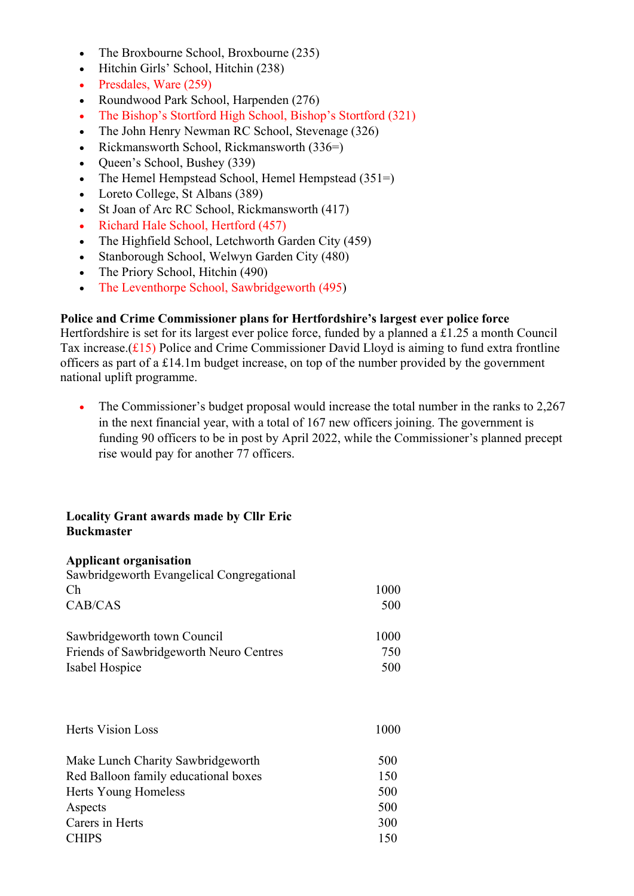- The Broxbourne School, Broxbourne (235)
- Hitchin Girls' School, Hitchin (238)
- Presdales, Ware (259)
- Roundwood Park School, Harpenden (276)
- The Bishop's Stortford High School, Bishop's Stortford (321)
- The John Henry Newman RC School, Stevenage (326)
- Rickmansworth School, Rickmansworth (336=)
- Queen's School, Bushey (339)
- The Hemel Hempstead School, Hemel Hempstead (351=)
- Loreto College, St Albans (389)
- St Joan of Arc RC School, Rickmansworth (417)
- Richard Hale School, Hertford (457)
- The Highfield School, Letchworth Garden City (459)
- Stanborough School, Welwyn Garden City (480)
- The Priory School, Hitchin (490)
- The Leventhorpe School, Sawbridgeworth (495)

**Police and Crime Commissioner plans for Hertfordshire's largest ever police force**
Hertfordshire is set for its largest ever police force, funded by a planned a £1.25 a month Council Tax increase.(£15) Police and Crime Commissioner David Lloyd is aiming to fund extra frontline officers as part of a £14.1m budget increase, on top of the number provided by the government national uplift programme.

- The Commissioner's budget proposal would increase the total number in the ranks to 2,267 in the next financial year, with a total of 167 new officers joining. The government is funding 90 officers to be in post by April 2022, while the Commissioner's planned precept rise would pay for another 77 officers.

**Locality Grant awards made by Cllr Eric Buckmaster**

| **Applicant organisation** | |
|---|---|
| Sawbridgeworth Evangelical Congregational Ch | 1000 |
| CAB/CAS | 500 |
| Sawbridgeworth town Council | 1000 |
| Friends of Sawbridgeworth Neuro Centres | 750 |
| Isabel Hospice | 500 |
| Herts Vision Loss | 1000 |
| Make Lunch Charity Sawbridgeworth | 500 |
| Red Balloon family educational boxes | 150 |
| Herts Young Homeless | 500 |
| Aspects | 500 |
| Carers in Herts | 300 |
| CHIPS | 150 |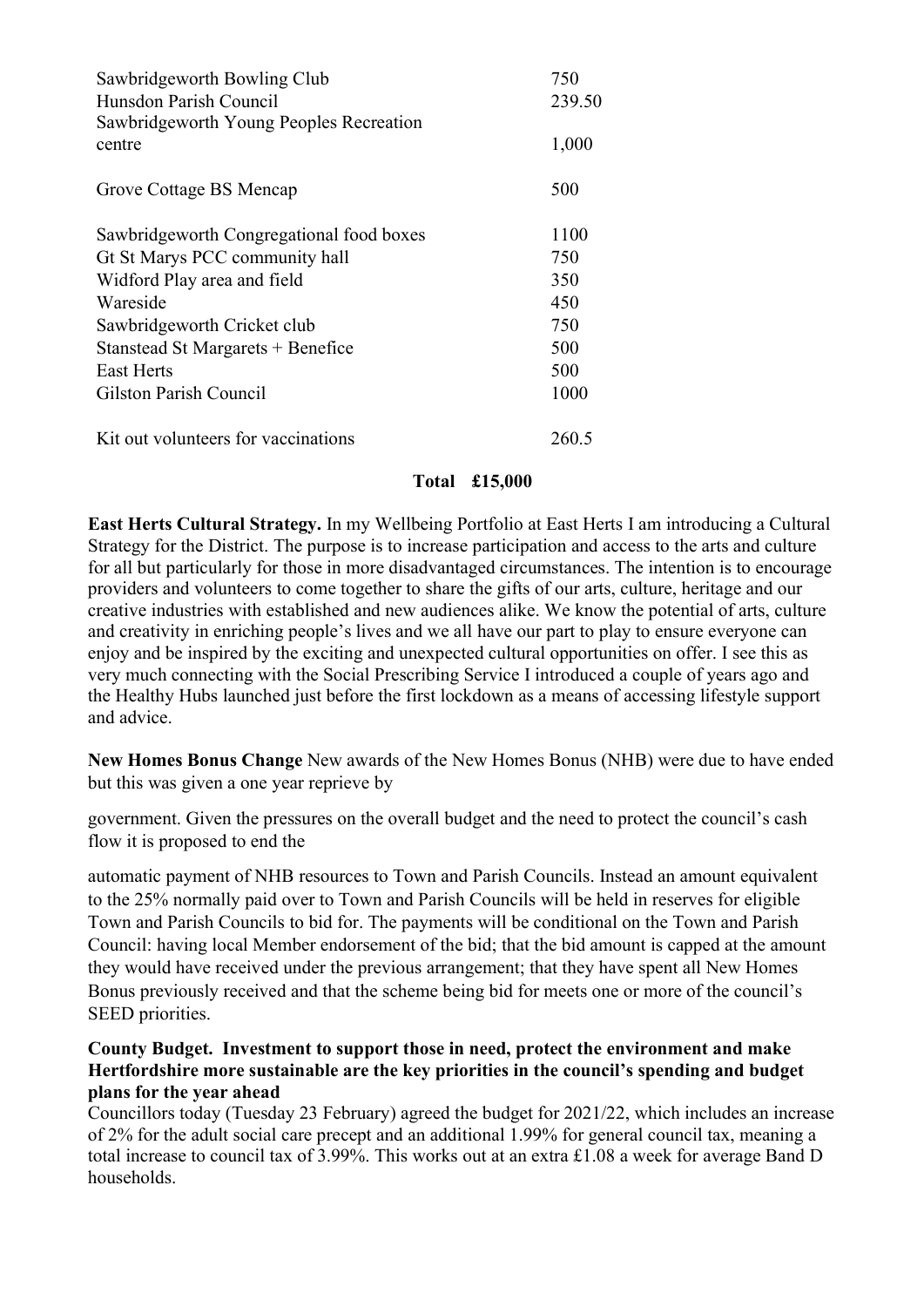| | |
|---|---|
| Sawbridgeworth Bowling Club | 750 |
| Hunsdon Parish Council | 239.50 |
| Sawbridgeworth Young Peoples Recreation centre | 1,000 |
| Grove Cottage BS Mencap | 500 |
| Sawbridgeworth Congregational food boxes | 1100 |
| Gt St Marys PCC community hall | 750 |
| Widford Play area and field | 350 |
| Wareside | 450 |
| Sawbridgeworth Cricket club | 750 |
| Stanstead St Margarets + Benefice | 500 |
| East Herts | 500 |
| Gilston Parish Council | 1000 |
| Kit out volunteers for vaccinations | 260.5 |
| **Total** | **£15,000** |

**East Herts Cultural Strategy.** In my Wellbeing Portfolio at East Herts I am introducing a Cultural Strategy for the District. The purpose is to increase participation and access to the arts and culture for all but particularly for those in more disadvantaged circumstances. The intention is to encourage providers and volunteers to come together to share the gifts of our arts, culture, heritage and our creative industries with established and new audiences alike. We know the potential of arts, culture and creativity in enriching people's lives and we all have our part to play to ensure everyone can enjoy and be inspired by the exciting and unexpected cultural opportunities on offer. I see this as very much connecting with the Social Prescribing Service I introduced a couple of years ago and the Healthy Hubs launched just before the first lockdown as a means of accessing lifestyle support and advice.

**New Homes Bonus Change** New awards of the New Homes Bonus (NHB) were due to have ended but this was given a one year reprieve by government. Given the pressures on the overall budget and the need to protect the council's cash flow it is proposed to end the automatic payment of NHB resources to Town and Parish Councils. Instead an amount equivalent to the 25% normally paid over to Town and Parish Councils will be held in reserves for eligible Town and Parish Councils to bid for. The payments will be conditional on the Town and Parish Council: having local Member endorsement of the bid; that the bid amount is capped at the amount they would have received under the previous arrangement; that they have spent all New Homes Bonus previously received and that the scheme being bid for meets one or more of the council's SEED priorities.

**County Budget. Investment to support those in need, protect the environment and make Hertfordshire more sustainable are the key priorities in the council's spending and budget plans for the year ahead**

Councillors today (Tuesday 23 February) agreed the budget for 2021/22, which includes an increase of 2% for the adult social care precept and an additional 1.99% for general council tax, meaning a total increase to council tax of 3.99%. This works out at an extra £1.08 a week for average Band D households.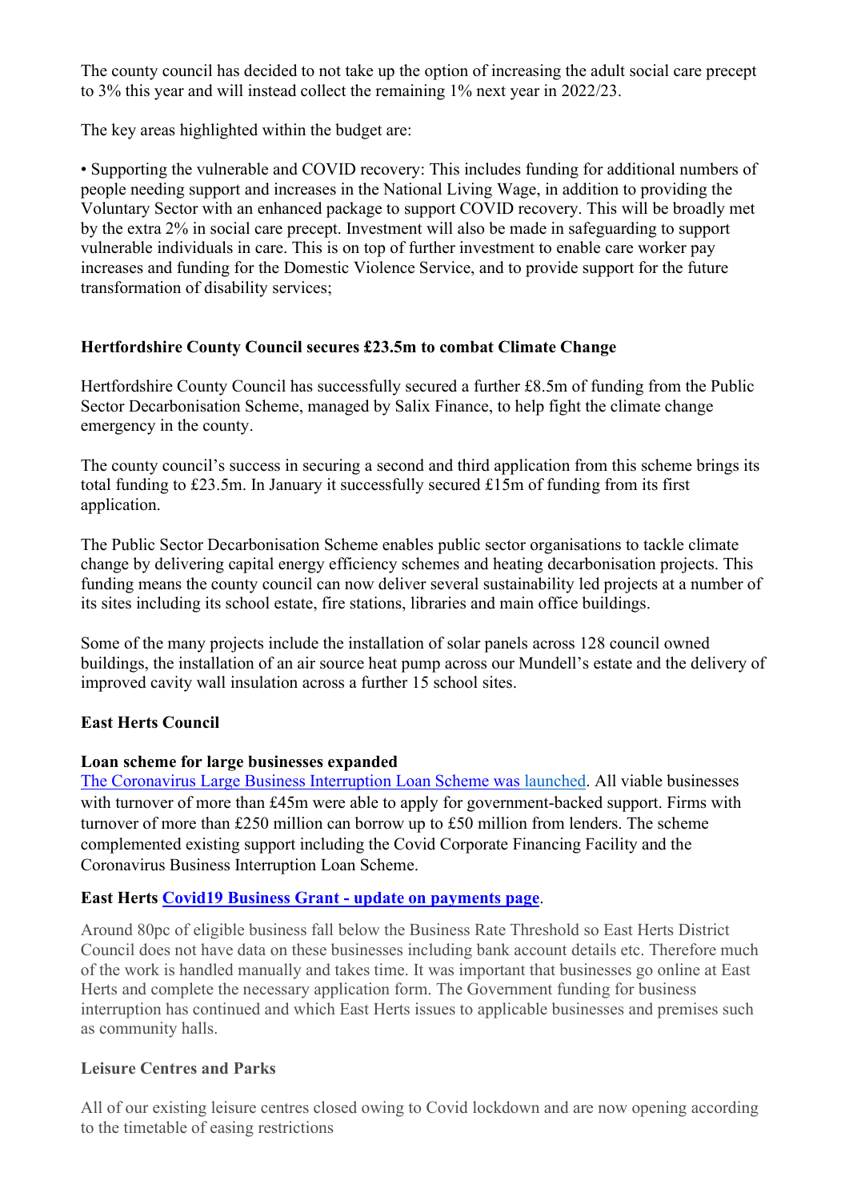The county council has decided to not take up the option of increasing the adult social care precept to 3% this year and will instead collect the remaining 1% next year in 2022/23.

The key areas highlighted within the budget are:

- Supporting the vulnerable and COVID recovery: This includes funding for additional numbers of people needing support and increases in the National Living Wage, in addition to providing the Voluntary Sector with an enhanced package to support COVID recovery. This will be broadly met by the extra 2% in social care precept. Investment will also be made in safeguarding to support vulnerable individuals in care. This is on top of further investment to enable care worker pay increases and funding for the Domestic Violence Service, and to provide support for the future transformation of disability services;

**Hertfordshire County Council secures £23.5m to combat Climate Change**

Hertfordshire County Council has successfully secured a further £8.5m of funding from the Public Sector Decarbonisation Scheme, managed by Salix Finance, to help fight the climate change emergency in the county.

The county council's success in securing a second and third application from this scheme brings its total funding to £23.5m. In January it successfully secured £15m of funding from its first application.

The Public Sector Decarbonisation Scheme enables public sector organisations to tackle climate change by delivering capital energy efficiency schemes and heating decarbonisation projects. This funding means the county council can now deliver several sustainability led projects at a number of its sites including its school estate, fire stations, libraries and main office buildings.

Some of the many projects include the installation of solar panels across 128 council owned buildings, the installation of an air source heat pump across our Mundell's estate and the delivery of improved cavity wall insulation across a further 15 school sites.

**East Herts Council**

**Loan scheme for large businesses expanded**
The Coronavirus Large Business Interruption Loan Scheme was launched. All viable businesses with turnover of more than £45m were able to apply for government-backed support. Firms with turnover of more than £250 million can borrow up to £50 million from lenders. The scheme complemented existing support including the Covid Corporate Financing Facility and the Coronavirus Business Interruption Loan Scheme.

**East Herts Covid19 Business Grant - update on payments page.**

Around 80pc of eligible business fall below the Business Rate Threshold so East Herts District Council does not have data on these businesses including bank account details etc. Therefore much of the work is handled manually and takes time. It was important that businesses go online at East Herts and complete the necessary application form. The Government funding for business interruption has continued and which East Herts issues to applicable businesses and premises such as community halls.

**Leisure Centres and Parks**

All of our existing leisure centres closed owing to Covid lockdown and are now opening according to the timetable of easing restrictions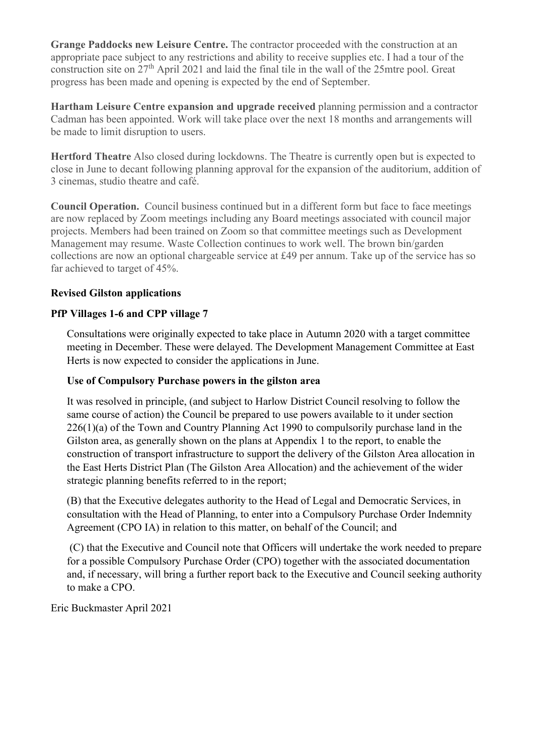**Grange Paddocks new Leisure Centre.** The contractor proceeded with the construction at an appropriate pace subject to any restrictions and ability to receive supplies etc. I had a tour of the construction site on 27th April 2021 and laid the final tile in the wall of the 25mtre pool. Great progress has been made and opening is expected by the end of September.

**Hartham Leisure Centre expansion and upgrade received** planning permission and a contractor Cadman has been appointed. Work will take place over the next 18 months and arrangements will be made to limit disruption to users.

**Hertford Theatre** Also closed during lockdowns. The Theatre is currently open but is expected to close in June to decant following planning approval for the expansion of the auditorium, addition of 3 cinemas, studio theatre and café.

**Council Operation.** Council business continued but in a different form but face to face meetings are now replaced by Zoom meetings including any Board meetings associated with council major projects. Members had been trained on Zoom so that committee meetings such as Development Management may resume. Waste Collection continues to work well. The brown bin/garden collections are now an optional chargeable service at £49 per annum. Take up of the service has so far achieved to target of 45%.

**Revised Gilston applications**

**PfP Villages 1-6 and CPP village 7**

Consultations were originally expected to take place in Autumn 2020 with a target committee meeting in December. These were delayed. The Development Management Committee at East Herts is now expected to consider the applications in June.

**Use of Compulsory Purchase powers in the gilston area**

It was resolved in principle, (and subject to Harlow District Council resolving to follow the same course of action) the Council be prepared to use powers available to it under section 226(1)(a) of the Town and Country Planning Act 1990 to compulsorily purchase land in the Gilston area, as generally shown on the plans at Appendix 1 to the report, to enable the construction of transport infrastructure to support the delivery of the Gilston Area allocation in the East Herts District Plan (The Gilston Area Allocation) and the achievement of the wider strategic planning benefits referred to in the report;

(B) that the Executive delegates authority to the Head of Legal and Democratic Services, in consultation with the Head of Planning, to enter into a Compulsory Purchase Order Indemnity Agreement (CPO IA) in relation to this matter, on behalf of the Council; and

(C) that the Executive and Council note that Officers will undertake the work needed to prepare for a possible Compulsory Purchase Order (CPO) together with the associated documentation and, if necessary, will bring a further report back to the Executive and Council seeking authority to make a CPO.

Eric Buckmaster April 2021